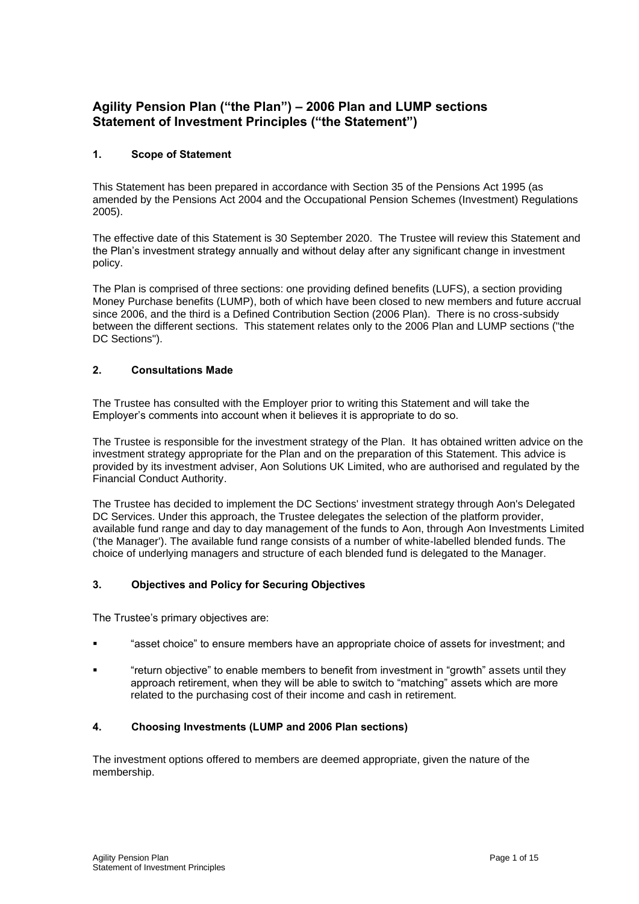# Agility Pension Plan ("the Plan") – 2006 Plan and LUMP sections Statement of Investment Principles ("the Statement")

## 1. Scope of Statement

This Statement has been prepared in accordance with Section 35 of the Pensions Act 1995 (as amended by the Pensions Act 2004 and the Occupational Pension Schemes (Investment) Regulations 2005).

The effective date of this Statement is 30 September 2020. The Trustee will review this Statement and the Plan's investment strategy annually and without delay after any significant change in investment policy.

The Plan is comprised of three sections: one providing defined benefits (LUFS), a section providing Money Purchase benefits (LUMP), both of which have been closed to new members and future accrual since 2006, and the third is a Defined Contribution Section (2006 Plan). There is no cross-subsidy between the different sections. This statement relates only to the 2006 Plan and LUMP sections ("the DC Sections").

## 2. Consultations Made

The Trustee has consulted with the Employer prior to writing this Statement and will take the Employer's comments into account when it believes it is appropriate to do so.

The Trustee is responsible for the investment strategy of the Plan. It has obtained written advice on the investment strategy appropriate for the Plan and on the preparation of this Statement. This advice is provided by its investment adviser, Aon Solutions UK Limited, who are authorised and regulated by the Financial Conduct Authority.

The Trustee has decided to implement the DC Sections' investment strategy through Aon's Delegated DC Services. Under this approach, the Trustee delegates the selection of the platform provider, available fund range and day to day management of the funds to Aon, through Aon Investments Limited ('the Manager'). The available fund range consists of a number of white-labelled blended funds. The choice of underlying managers and structure of each blended fund is delegated to the Manager.

## 3. Objectives and Policy for Securing Objectives

The Trustee's primary objectives are:

- "asset choice" to ensure members have an appropriate choice of assets for investment; and
- "return objective" to enable members to benefit from investment in "growth" assets until they approach retirement, when they will be able to switch to "matching" assets which are more related to the purchasing cost of their income and cash in retirement.

## 4. Choosing Investments (LUMP and 2006 Plan sections)

The investment options offered to members are deemed appropriate, given the nature of the membership.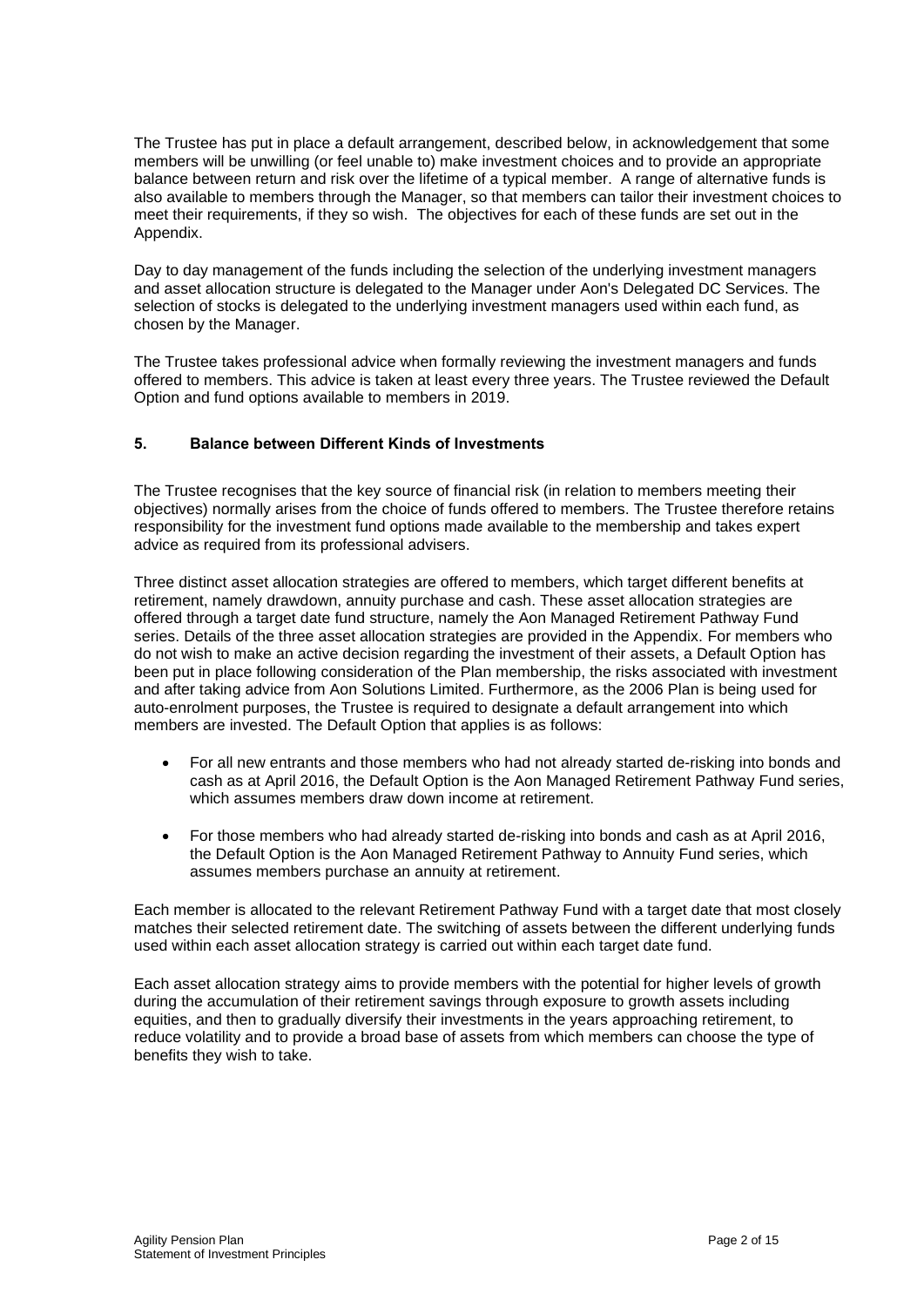The Trustee has put in place a default arrangement, described below, in acknowledgement that some members will be unwilling (or feel unable to) make investment choices and to provide an appropriate balance between return and risk over the lifetime of a typical member. A range of alternative funds is also available to members through the Manager, so that members can tailor their investment choices to meet their requirements, if they so wish. The objectives for each of these funds are set out in the Appendix.

Day to day management of the funds including the selection of the underlying investment managers and asset allocation structure is delegated to the Manager under Aon's Delegated DC Services. The selection of stocks is delegated to the underlying investment managers used within each fund, as chosen by the Manager.

The Trustee takes professional advice when formally reviewing the investment managers and funds offered to members. This advice is taken at least every three years. The Trustee reviewed the Default Option and fund options available to members in 2019.

## 5. Balance between Different Kinds of Investments

The Trustee recognises that the key source of financial risk (in relation to members meeting their objectives) normally arises from the choice of funds offered to members. The Trustee therefore retains responsibility for the investment fund options made available to the membership and takes expert advice as required from its professional advisers.

Three distinct asset allocation strategies are offered to members, which target different benefits at retirement, namely drawdown, annuity purchase and cash. These asset allocation strategies are offered through a target date fund structure, namely the Aon Managed Retirement Pathway Fund series. Details of the three asset allocation strategies are provided in the Appendix. For members who do not wish to make an active decision regarding the investment of their assets, a Default Option has been put in place following consideration of the Plan membership, the risks associated with investment and after taking advice from Aon Solutions Limited. Furthermore, as the 2006 Plan is being used for auto-enrolment purposes, the Trustee is required to designate a default arrangement into which members are invested. The Default Option that applies is as follows:

- For all new entrants and those members who had not already started de-risking into bonds and cash as at April 2016, the Default Option is the Aon Managed Retirement Pathway Fund series, which assumes members draw down income at retirement.
- For those members who had already started de-risking into bonds and cash as at April 2016, the Default Option is the Aon Managed Retirement Pathway to Annuity Fund series, which assumes members purchase an annuity at retirement.

Each member is allocated to the relevant Retirement Pathway Fund with a target date that most closely matches their selected retirement date. The switching of assets between the different underlying funds used within each asset allocation strategy is carried out within each target date fund.

Each asset allocation strategy aims to provide members with the potential for higher levels of growth during the accumulation of their retirement savings through exposure to growth assets including equities, and then to gradually diversify their investments in the years approaching retirement, to reduce volatility and to provide a broad base of assets from which members can choose the type of benefits they wish to take.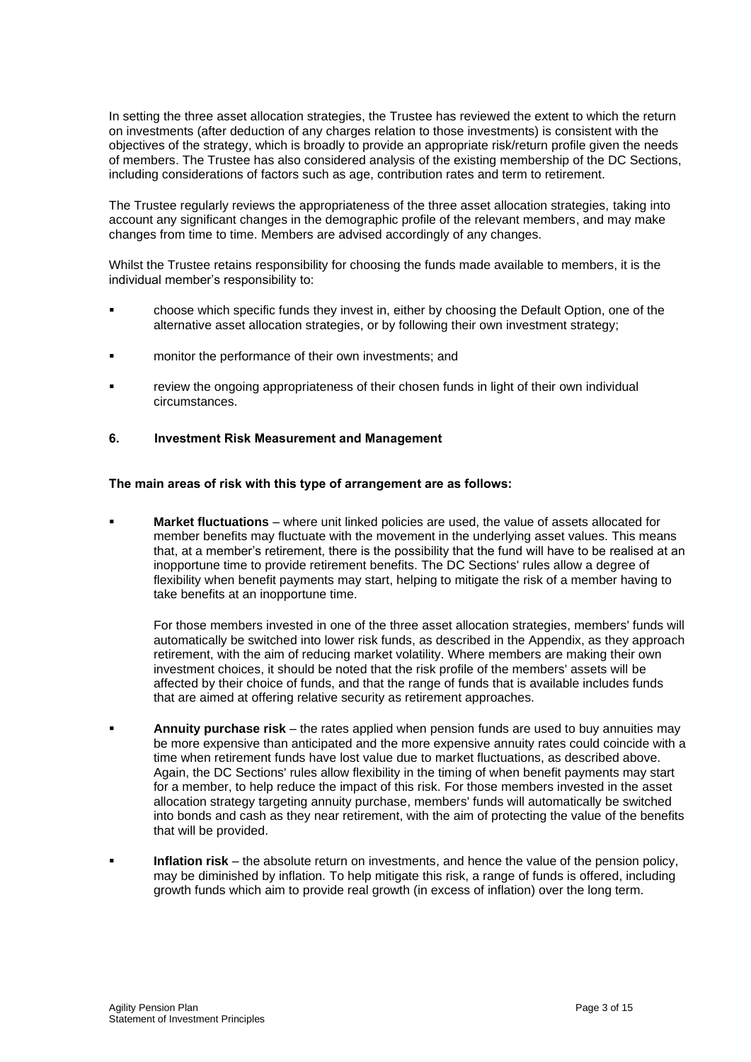In setting the three asset allocation strategies, the Trustee has reviewed the extent to which the return on investments (after deduction of any charges relation to those investments) is consistent with the objectives of the strategy, which is broadly to provide an appropriate risk/return profile given the needs of members. The Trustee has also considered analysis of the existing membership of the DC Sections, including considerations of factors such as age, contribution rates and term to retirement.

The Trustee regularly reviews the appropriateness of the three asset allocation strategies, taking into account any significant changes in the demographic profile of the relevant members, and may make changes from time to time. Members are advised accordingly of any changes.

Whilst the Trustee retains responsibility for choosing the funds made available to members, it is the individual member's responsibility to:

- choose which specific funds they invest in, either by choosing the Default Option, one of the alternative asset allocation strategies, or by following their own investment strategy;
- monitor the performance of their own investments; and
- review the ongoing appropriateness of their chosen funds in light of their own individual circumstances.

## 6. Investment Risk Measurement and Management

**The main areas of risk with this type of arrangement are as follows:**

- **Market fluctuations** – where unit linked policies are used, the value of assets allocated for member benefits may fluctuate with the movement in the underlying asset values. This means that, at a member's retirement, there is the possibility that the fund will have to be realised at an inopportune time to provide retirement benefits. The DC Sections' rules allow a degree of flexibility when benefit payments may start, helping to mitigate the risk of a member having to take benefits at an inopportune time.

  For those members invested in one of the three asset allocation strategies, members' funds will automatically be switched into lower risk funds, as described in the Appendix, as they approach retirement, with the aim of reducing market volatility. Where members are making their own investment choices, it should be noted that the risk profile of the members' assets will be affected by their choice of funds, and that the range of funds that is available includes funds that are aimed at offering relative security as retirement approaches.

- **Annuity purchase risk** – the rates applied when pension funds are used to buy annuities may be more expensive than anticipated and the more expensive annuity rates could coincide with a time when retirement funds have lost value due to market fluctuations, as described above. Again, the DC Sections' rules allow flexibility in the timing of when benefit payments may start for a member, to help reduce the impact of this risk. For those members invested in the asset allocation strategy targeting annuity purchase, members' funds will automatically be switched into bonds and cash as they near retirement, with the aim of protecting the value of the benefits that will be provided.

- **Inflation risk** – the absolute return on investments, and hence the value of the pension policy, may be diminished by inflation. To help mitigate this risk, a range of funds is offered, including growth funds which aim to provide real growth (in excess of inflation) over the long term.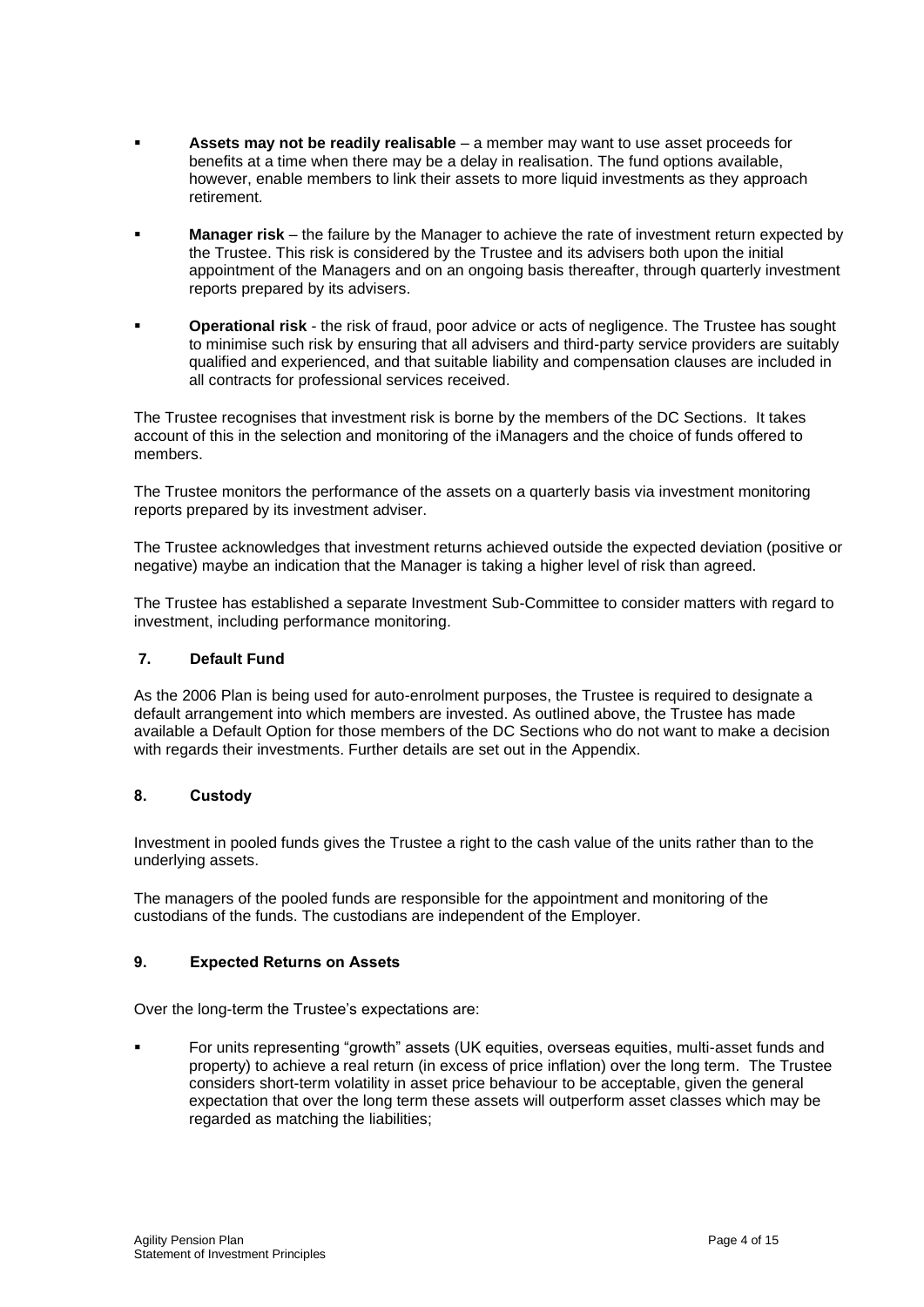- **Assets may not be readily realisable** – a member may want to use asset proceeds for benefits at a time when there may be a delay in realisation. The fund options available, however, enable members to link their assets to more liquid investments as they approach retirement.

- **Manager risk** – the failure by the Manager to achieve the rate of investment return expected by the Trustee. This risk is considered by the Trustee and its advisers both upon the initial appointment of the Managers and on an ongoing basis thereafter, through quarterly investment reports prepared by its advisers.

- **Operational risk** - the risk of fraud, poor advice or acts of negligence. The Trustee has sought to minimise such risk by ensuring that all advisers and third-party service providers are suitably qualified and experienced, and that suitable liability and compensation clauses are included in all contracts for professional services received.

The Trustee recognises that investment risk is borne by the members of the DC Sections. It takes account of this in the selection and monitoring of the iManagers and the choice of funds offered to members.

The Trustee monitors the performance of the assets on a quarterly basis via investment monitoring reports prepared by its investment adviser.

The Trustee acknowledges that investment returns achieved outside the expected deviation (positive or negative) maybe an indication that the Manager is taking a higher level of risk than agreed.

The Trustee has established a separate Investment Sub-Committee to consider matters with regard to investment, including performance monitoring.

## 7. Default Fund

As the 2006 Plan is being used for auto-enrolment purposes, the Trustee is required to designate a default arrangement into which members are invested. As outlined above, the Trustee has made available a Default Option for those members of the DC Sections who do not want to make a decision with regards their investments. Further details are set out in the Appendix.

## 8. Custody

Investment in pooled funds gives the Trustee a right to the cash value of the units rather than to the underlying assets.

The managers of the pooled funds are responsible for the appointment and monitoring of the custodians of the funds. The custodians are independent of the Employer.

## 9. Expected Returns on Assets

Over the long-term the Trustee's expectations are:

- For units representing "growth" assets (UK equities, overseas equities, multi-asset funds and property) to achieve a real return (in excess of price inflation) over the long term. The Trustee considers short-term volatility in asset price behaviour to be acceptable, given the general expectation that over the long term these assets will outperform asset classes which may be regarded as matching the liabilities;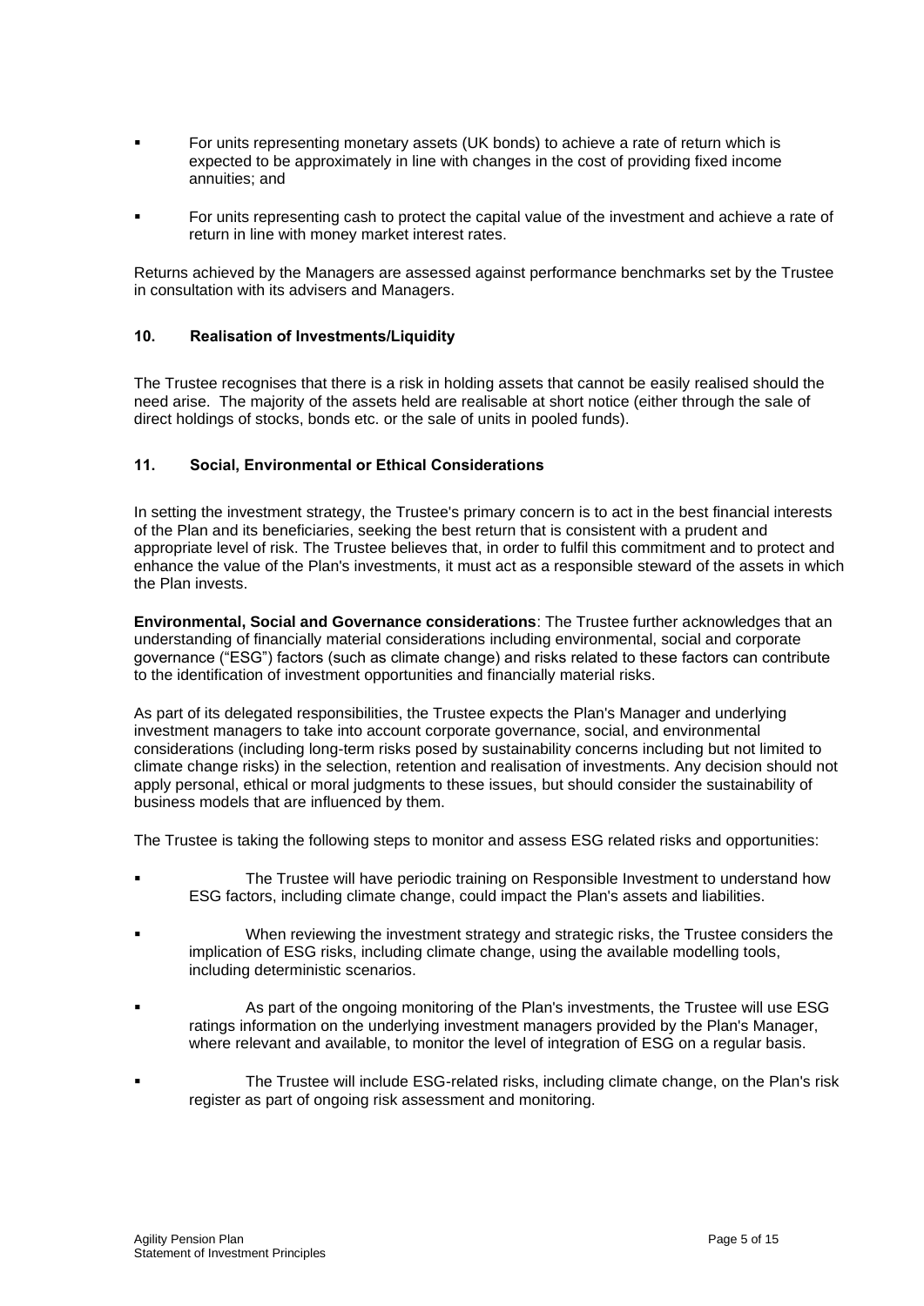- For units representing monetary assets (UK bonds) to achieve a rate of return which is expected to be approximately in line with changes in the cost of providing fixed income annuities; and
- For units representing cash to protect the capital value of the investment and achieve a rate of return in line with money market interest rates.

Returns achieved by the Managers are assessed against performance benchmarks set by the Trustee in consultation with its advisers and Managers.

## 10. Realisation of Investments/Liquidity

The Trustee recognises that there is a risk in holding assets that cannot be easily realised should the need arise. The majority of the assets held are realisable at short notice (either through the sale of direct holdings of stocks, bonds etc. or the sale of units in pooled funds).

## 11. Social, Environmental or Ethical Considerations

In setting the investment strategy, the Trustee's primary concern is to act in the best financial interests of the Plan and its beneficiaries, seeking the best return that is consistent with a prudent and appropriate level of risk. The Trustee believes that, in order to fulfil this commitment and to protect and enhance the value of the Plan's investments, it must act as a responsible steward of the assets in which the Plan invests.

**Environmental, Social and Governance considerations**: The Trustee further acknowledges that an understanding of financially material considerations including environmental, social and corporate governance ("ESG") factors (such as climate change) and risks related to these factors can contribute to the identification of investment opportunities and financially material risks.

As part of its delegated responsibilities, the Trustee expects the Plan's Manager and underlying investment managers to take into account corporate governance, social, and environmental considerations (including long-term risks posed by sustainability concerns including but not limited to climate change risks) in the selection, retention and realisation of investments. Any decision should not apply personal, ethical or moral judgments to these issues, but should consider the sustainability of business models that are influenced by them.

The Trustee is taking the following steps to monitor and assess ESG related risks and opportunities:

- The Trustee will have periodic training on Responsible Investment to understand how ESG factors, including climate change, could impact the Plan's assets and liabilities.
- When reviewing the investment strategy and strategic risks, the Trustee considers the implication of ESG risks, including climate change, using the available modelling tools, including deterministic scenarios.
- As part of the ongoing monitoring of the Plan's investments, the Trustee will use ESG ratings information on the underlying investment managers provided by the Plan's Manager, where relevant and available, to monitor the level of integration of ESG on a regular basis.
- The Trustee will include ESG-related risks, including climate change, on the Plan's risk register as part of ongoing risk assessment and monitoring.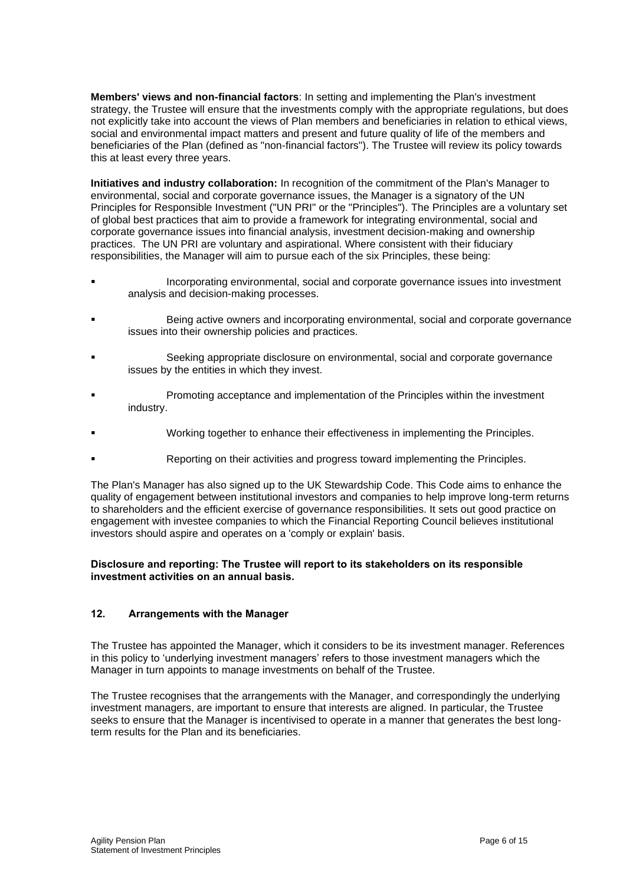**Members' views and non-financial factors**: In setting and implementing the Plan's investment strategy, the Trustee will ensure that the investments comply with the appropriate regulations, but does not explicitly take into account the views of Plan members and beneficiaries in relation to ethical views, social and environmental impact matters and present and future quality of life of the members and beneficiaries of the Plan (defined as "non-financial factors"). The Trustee will review its policy towards this at least every three years.

**Initiatives and industry collaboration:** In recognition of the commitment of the Plan's Manager to environmental, social and corporate governance issues, the Manager is a signatory of the UN Principles for Responsible Investment ("UN PRI" or the "Principles"). The Principles are a voluntary set of global best practices that aim to provide a framework for integrating environmental, social and corporate governance issues into financial analysis, investment decision-making and ownership practices. The UN PRI are voluntary and aspirational. Where consistent with their fiduciary responsibilities, the Manager will aim to pursue each of the six Principles, these being:

- Incorporating environmental, social and corporate governance issues into investment analysis and decision-making processes.
- Being active owners and incorporating environmental, social and corporate governance issues into their ownership policies and practices.
- Seeking appropriate disclosure on environmental, social and corporate governance issues by the entities in which they invest.
- Promoting acceptance and implementation of the Principles within the investment industry.
- Working together to enhance their effectiveness in implementing the Principles.
- Reporting on their activities and progress toward implementing the Principles.

The Plan's Manager has also signed up to the UK Stewardship Code. This Code aims to enhance the quality of engagement between institutional investors and companies to help improve long-term returns to shareholders and the efficient exercise of governance responsibilities. It sets out good practice on engagement with investee companies to which the Financial Reporting Council believes institutional investors should aspire and operates on a 'comply or explain' basis.

**Disclosure and reporting: The Trustee will report to its stakeholders on its responsible investment activities on an annual basis.**

## 12. Arrangements with the Manager

The Trustee has appointed the Manager, which it considers to be its investment manager. References in this policy to 'underlying investment managers' refers to those investment managers which the Manager in turn appoints to manage investments on behalf of the Trustee.

The Trustee recognises that the arrangements with the Manager, and correspondingly the underlying investment managers, are important to ensure that interests are aligned. In particular, the Trustee seeks to ensure that the Manager is incentivised to operate in a manner that generates the best long-term results for the Plan and its beneficiaries.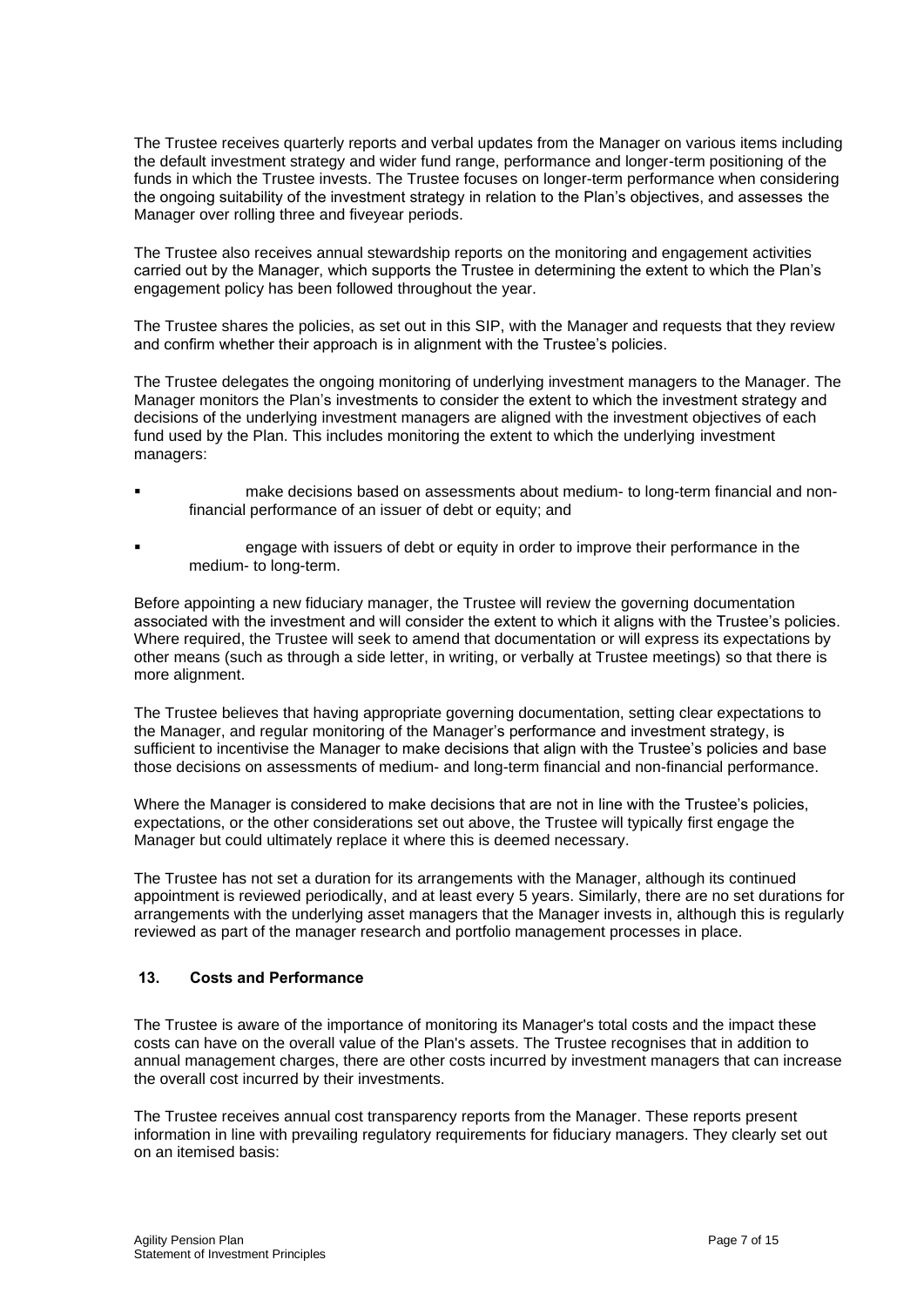The Trustee receives quarterly reports and verbal updates from the Manager on various items including the default investment strategy and wider fund range, performance and longer-term positioning of the funds in which the Trustee invests. The Trustee focuses on longer-term performance when considering the ongoing suitability of the investment strategy in relation to the Plan's objectives, and assesses the Manager over rolling three and fiveyear periods.

The Trustee also receives annual stewardship reports on the monitoring and engagement activities carried out by the Manager, which supports the Trustee in determining the extent to which the Plan's engagement policy has been followed throughout the year.

The Trustee shares the policies, as set out in this SIP, with the Manager and requests that they review and confirm whether their approach is in alignment with the Trustee's policies.

The Trustee delegates the ongoing monitoring of underlying investment managers to the Manager. The Manager monitors the Plan's investments to consider the extent to which the investment strategy and decisions of the underlying investment managers are aligned with the investment objectives of each fund used by the Plan. This includes monitoring the extent to which the underlying investment managers:

- make decisions based on assessments about medium- to long-term financial and non-financial performance of an issuer of debt or equity; and
- engage with issuers of debt or equity in order to improve their performance in the medium- to long-term.

Before appointing a new fiduciary manager, the Trustee will review the governing documentation associated with the investment and will consider the extent to which it aligns with the Trustee's policies. Where required, the Trustee will seek to amend that documentation or will express its expectations by other means (such as through a side letter, in writing, or verbally at Trustee meetings) so that there is more alignment.

The Trustee believes that having appropriate governing documentation, setting clear expectations to the Manager, and regular monitoring of the Manager's performance and investment strategy, is sufficient to incentivise the Manager to make decisions that align with the Trustee's policies and base those decisions on assessments of medium- and long-term financial and non-financial performance.

Where the Manager is considered to make decisions that are not in line with the Trustee's policies, expectations, or the other considerations set out above, the Trustee will typically first engage the Manager but could ultimately replace it where this is deemed necessary.

The Trustee has not set a duration for its arrangements with the Manager, although its continued appointment is reviewed periodically, and at least every 5 years. Similarly, there are no set durations for arrangements with the underlying asset managers that the Manager invests in, although this is regularly reviewed as part of the manager research and portfolio management processes in place.

## 13. Costs and Performance

The Trustee is aware of the importance of monitoring its Manager's total costs and the impact these costs can have on the overall value of the Plan's assets. The Trustee recognises that in addition to annual management charges, there are other costs incurred by investment managers that can increase the overall cost incurred by their investments.

The Trustee receives annual cost transparency reports from the Manager. These reports present information in line with prevailing regulatory requirements for fiduciary managers. They clearly set out on an itemised basis: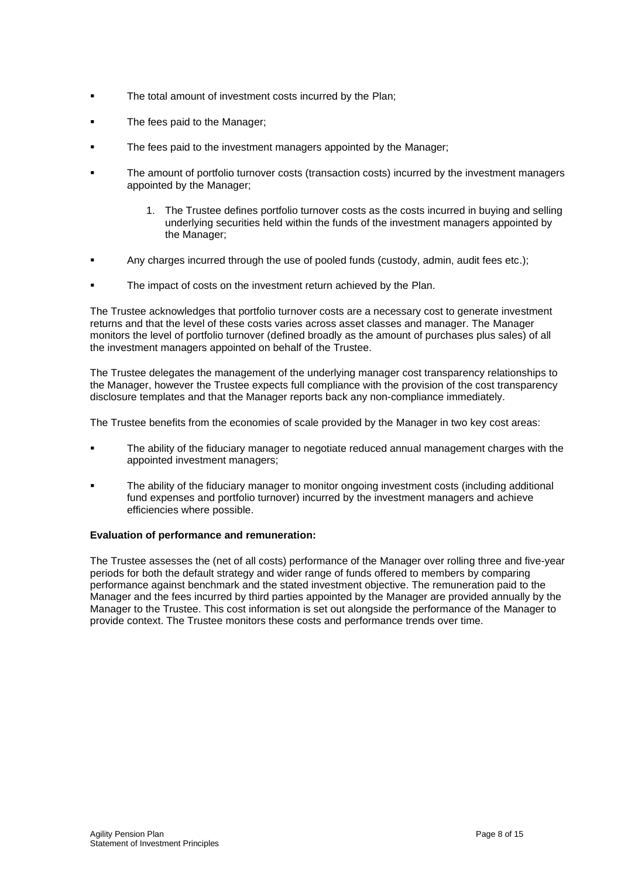- The total amount of investment costs incurred by the Plan;
- The fees paid to the Manager;
- The fees paid to the investment managers appointed by the Manager;
- The amount of portfolio turnover costs (transaction costs) incurred by the investment managers appointed by the Manager;
    1. The Trustee defines portfolio turnover costs as the costs incurred in buying and selling underlying securities held within the funds of the investment managers appointed by the Manager;
- Any charges incurred through the use of pooled funds (custody, admin, audit fees etc.);
- The impact of costs on the investment return achieved by the Plan.

The Trustee acknowledges that portfolio turnover costs are a necessary cost to generate investment returns and that the level of these costs varies across asset classes and manager. The Manager monitors the level of portfolio turnover (defined broadly as the amount of purchases plus sales) of all the investment managers appointed on behalf of the Trustee.

The Trustee delegates the management of the underlying manager cost transparency relationships to the Manager, however the Trustee expects full compliance with the provision of the cost transparency disclosure templates and that the Manager reports back any non-compliance immediately.

The Trustee benefits from the economies of scale provided by the Manager in two key cost areas:

- The ability of the fiduciary manager to negotiate reduced annual management charges with the appointed investment managers;
- The ability of the fiduciary manager to monitor ongoing investment costs (including additional fund expenses and portfolio turnover) incurred by the investment managers and achieve efficiencies where possible.

**Evaluation of performance and remuneration:**

The Trustee assesses the (net of all costs) performance of the Manager over rolling three and five-year periods for both the default strategy and wider range of funds offered to members by comparing performance against benchmark and the stated investment objective. The remuneration paid to the Manager and the fees incurred by third parties appointed by the Manager are provided annually by the Manager to the Trustee. This cost information is set out alongside the performance of the Manager to provide context. The Trustee monitors these costs and performance trends over time.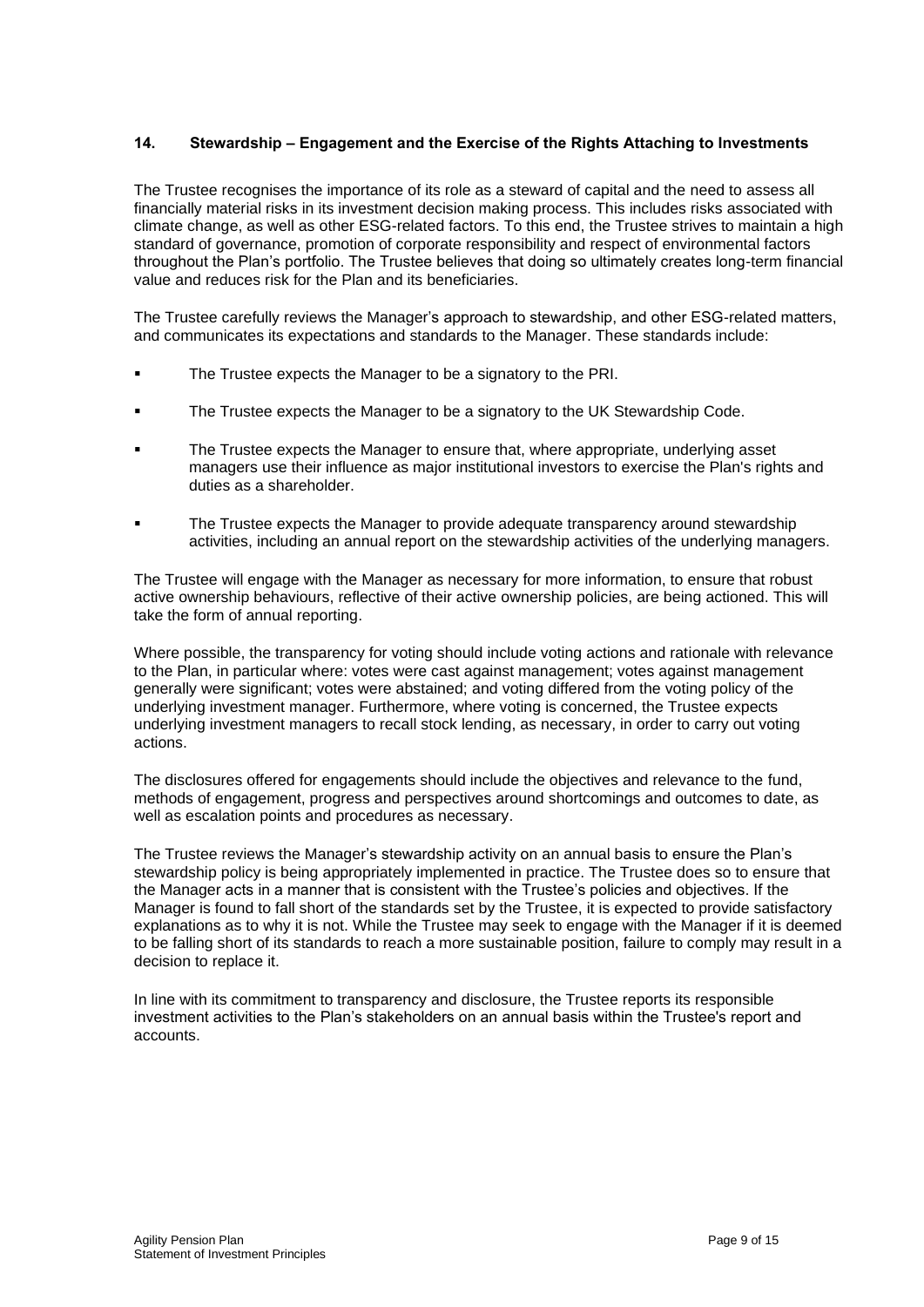## 14. Stewardship – Engagement and the Exercise of the Rights Attaching to Investments

The Trustee recognises the importance of its role as a steward of capital and the need to assess all financially material risks in its investment decision making process. This includes risks associated with climate change, as well as other ESG-related factors. To this end, the Trustee strives to maintain a high standard of governance, promotion of corporate responsibility and respect of environmental factors throughout the Plan's portfolio. The Trustee believes that doing so ultimately creates long-term financial value and reduces risk for the Plan and its beneficiaries.

The Trustee carefully reviews the Manager's approach to stewardship, and other ESG-related matters, and communicates its expectations and standards to the Manager. These standards include:

- The Trustee expects the Manager to be a signatory to the PRI.
- The Trustee expects the Manager to be a signatory to the UK Stewardship Code.
- The Trustee expects the Manager to ensure that, where appropriate, underlying asset managers use their influence as major institutional investors to exercise the Plan's rights and duties as a shareholder.
- The Trustee expects the Manager to provide adequate transparency around stewardship activities, including an annual report on the stewardship activities of the underlying managers.

The Trustee will engage with the Manager as necessary for more information, to ensure that robust active ownership behaviours, reflective of their active ownership policies, are being actioned. This will take the form of annual reporting.

Where possible, the transparency for voting should include voting actions and rationale with relevance to the Plan, in particular where: votes were cast against management; votes against management generally were significant; votes were abstained; and voting differed from the voting policy of the underlying investment manager. Furthermore, where voting is concerned, the Trustee expects underlying investment managers to recall stock lending, as necessary, in order to carry out voting actions.

The disclosures offered for engagements should include the objectives and relevance to the fund, methods of engagement, progress and perspectives around shortcomings and outcomes to date, as well as escalation points and procedures as necessary.

The Trustee reviews the Manager's stewardship activity on an annual basis to ensure the Plan's stewardship policy is being appropriately implemented in practice. The Trustee does so to ensure that the Manager acts in a manner that is consistent with the Trustee's policies and objectives. If the Manager is found to fall short of the standards set by the Trustee, it is expected to provide satisfactory explanations as to why it is not. While the Trustee may seek to engage with the Manager if it is deemed to be falling short of its standards to reach a more sustainable position, failure to comply may result in a decision to replace it.

In line with its commitment to transparency and disclosure, the Trustee reports its responsible investment activities to the Plan's stakeholders on an annual basis within the Trustee's report and accounts.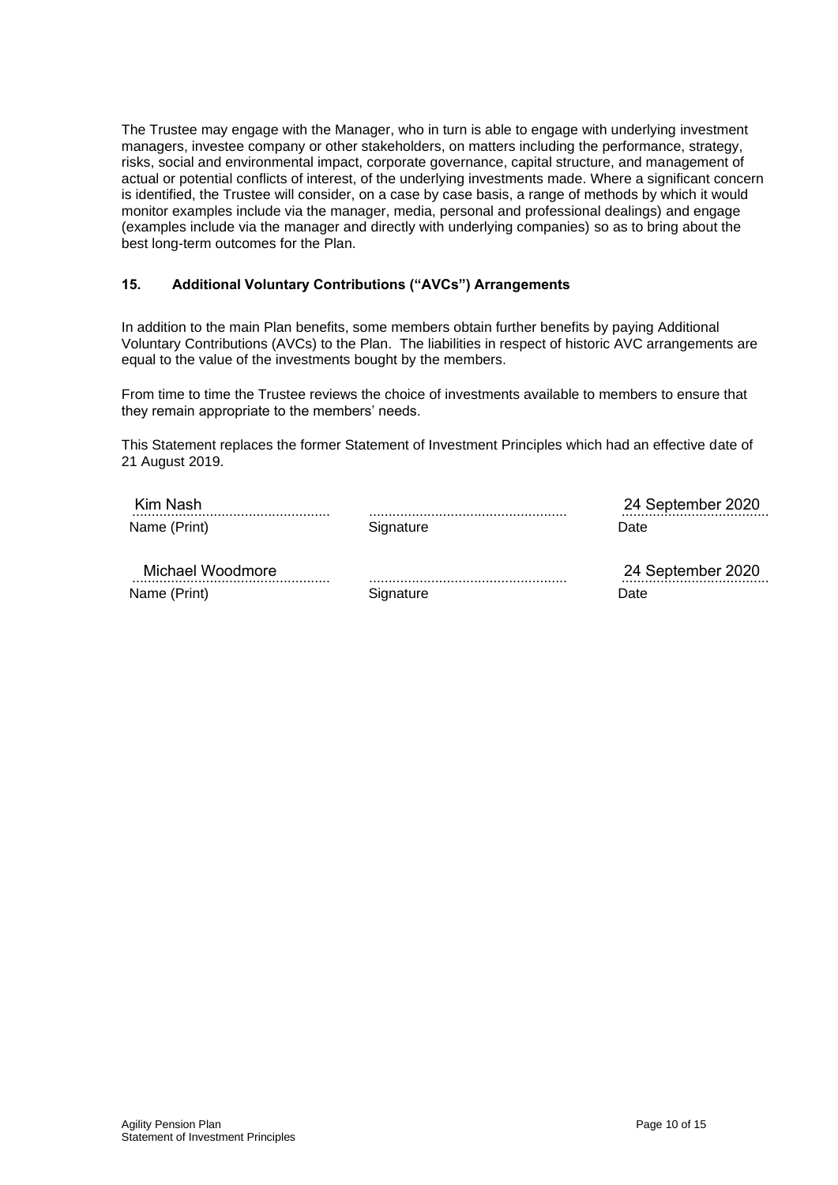The Trustee may engage with the Manager, who in turn is able to engage with underlying investment managers, investee company or other stakeholders, on matters including the performance, strategy, risks, social and environmental impact, corporate governance, capital structure, and management of actual or potential conflicts of interest, of the underlying investments made. Where a significant concern is identified, the Trustee will consider, on a case by case basis, a range of methods by which it would monitor examples include via the manager, media, personal and professional dealings) and engage (examples include via the manager and directly with underlying companies) so as to bring about the best long-term outcomes for the Plan.

## 15. Additional Voluntary Contributions ("AVCs") Arrangements

In addition to the main Plan benefits, some members obtain further benefits by paying Additional Voluntary Contributions (AVCs) to the Plan. The liabilities in respect of historic AVC arrangements are equal to the value of the investments bought by the members.

From time to time the Trustee reviews the choice of investments available to members to ensure that they remain appropriate to the members' needs.

This Statement replaces the former Statement of Investment Principles which had an effective date of 21 August 2019.

| Name (Print) | Signature | Date |
|---|---|---|
| Kim Nash | | 24 September 2020 |
| Michael Woodmore | | 24 September 2020 |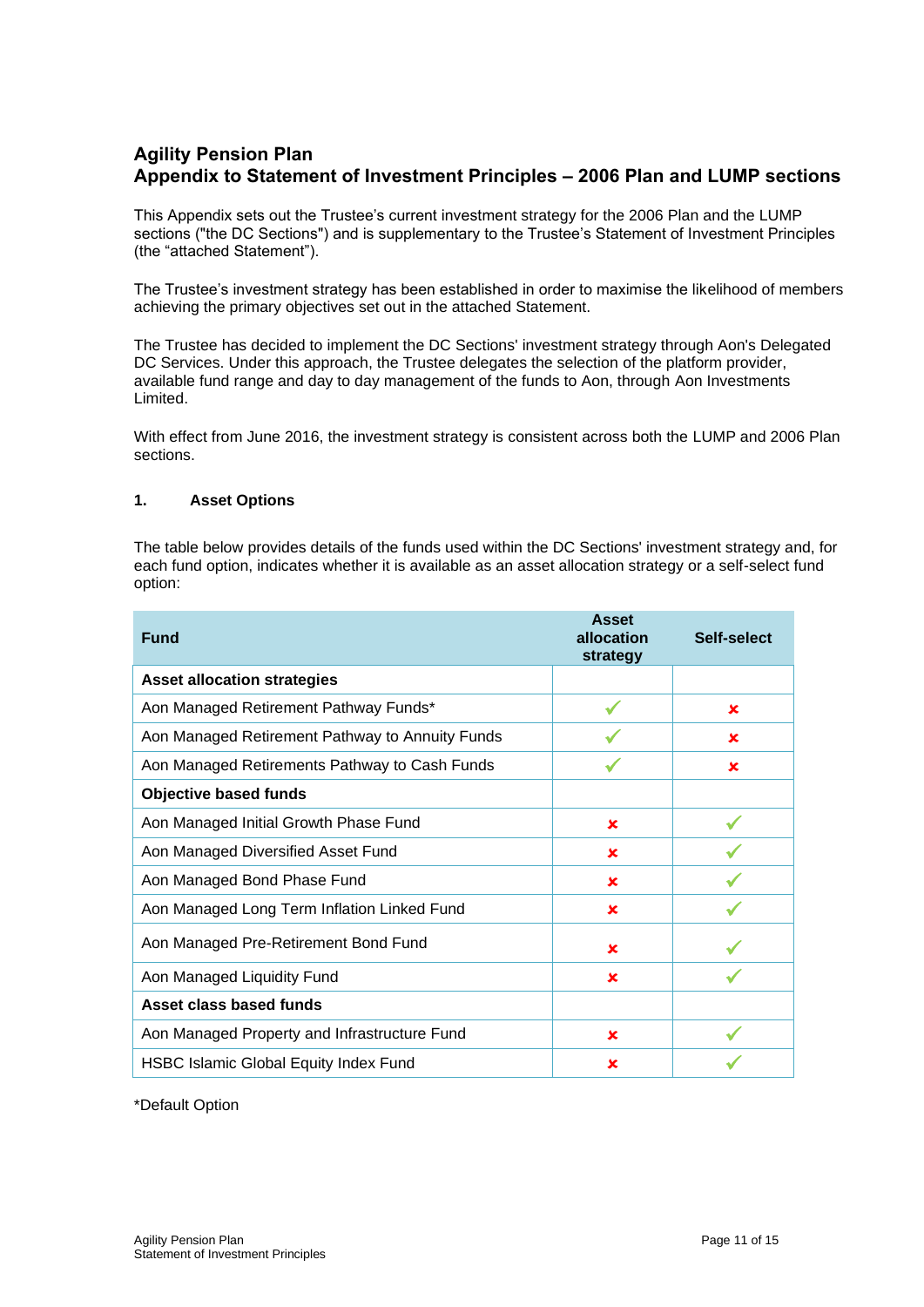## Agility Pension Plan
## Appendix to Statement of Investment Principles – 2006 Plan and LUMP sections

This Appendix sets out the Trustee's current investment strategy for the 2006 Plan and the LUMP sections ("the DC Sections") and is supplementary to the Trustee's Statement of Investment Principles (the "attached Statement").

The Trustee's investment strategy has been established in order to maximise the likelihood of members achieving the primary objectives set out in the attached Statement.

The Trustee has decided to implement the DC Sections' investment strategy through Aon's Delegated DC Services. Under this approach, the Trustee delegates the selection of the platform provider, available fund range and day to day management of the funds to Aon, through Aon Investments Limited.

With effect from June 2016, the investment strategy is consistent across both the LUMP and 2006 Plan sections.

### 1. Asset Options

The table below provides details of the funds used within the DC Sections' investment strategy and, for each fund option, indicates whether it is available as an asset allocation strategy or a self-select fund option:

| Fund | Asset allocation strategy | Self-select |
|---|---|---|
| **Asset allocation strategies** | | |
| Aon Managed Retirement Pathway Funds* | ✓ | ✗ |
| Aon Managed Retirement Pathway to Annuity Funds | ✓ | ✗ |
| Aon Managed Retirements Pathway to Cash Funds | ✓ | ✗ |
| **Objective based funds** | | |
| Aon Managed Initial Growth Phase Fund | ✗ | ✓ |
| Aon Managed Diversified Asset Fund | ✗ | ✓ |
| Aon Managed Bond Phase Fund | ✗ | ✓ |
| Aon Managed Long Term Inflation Linked Fund | ✗ | ✓ |
| Aon Managed Pre-Retirement Bond Fund | ✗ | ✓ |
| Aon Managed Liquidity Fund | ✗ | ✓ |
| **Asset class based funds** | | |
| Aon Managed Property and Infrastructure Fund | ✗ | ✓ |
| HSBC Islamic Global Equity Index Fund | ✗ | ✓ |

*Default Option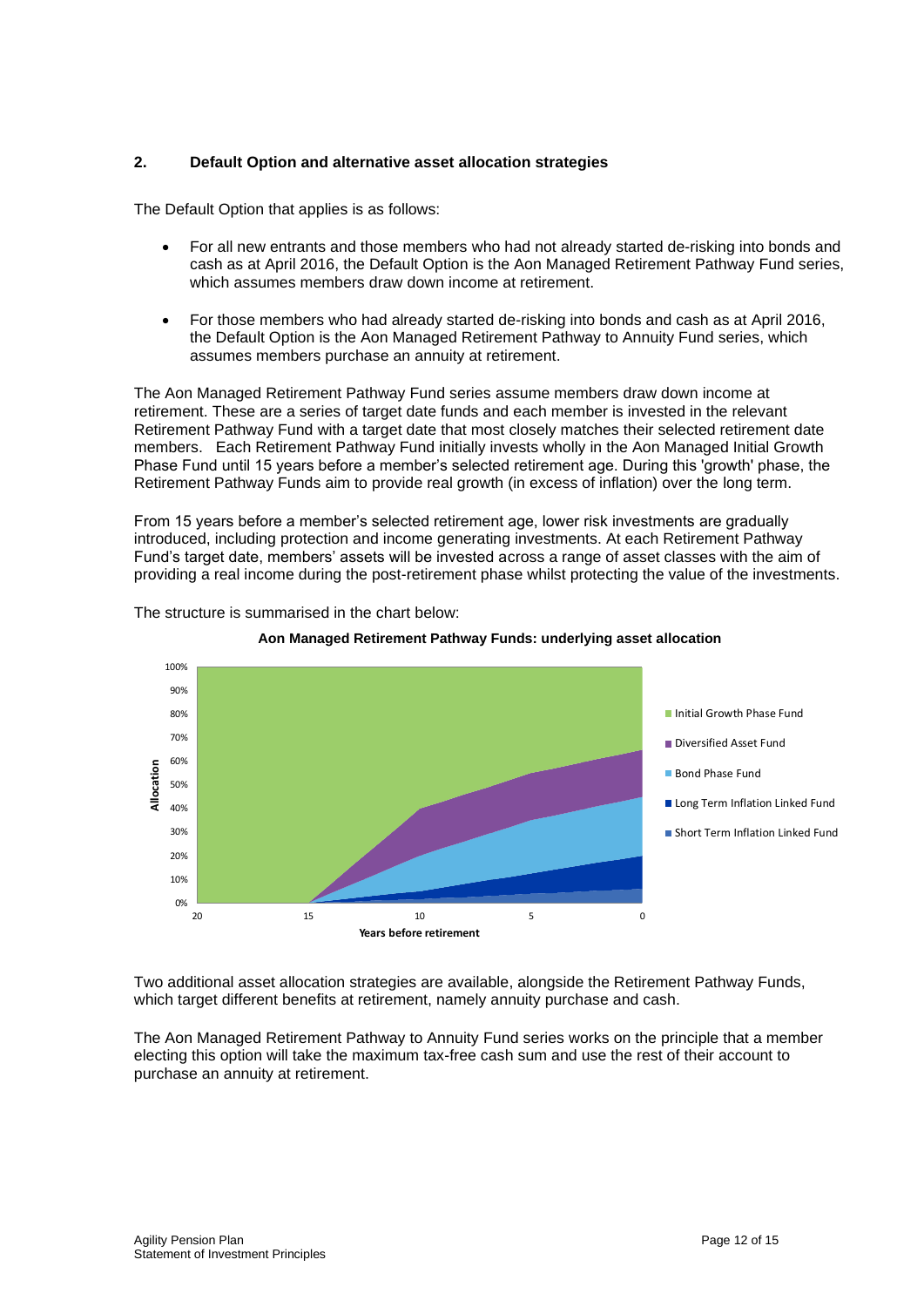## 2. Default Option and alternative asset allocation strategies

The Default Option that applies is as follows:

- For all new entrants and those members who had not already started de-risking into bonds and cash as at April 2016, the Default Option is the Aon Managed Retirement Pathway Fund series, which assumes members draw down income at retirement.
- For those members who had already started de-risking into bonds and cash as at April 2016, the Default Option is the Aon Managed Retirement Pathway to Annuity Fund series, which assumes members purchase an annuity at retirement.

The Aon Managed Retirement Pathway Fund series assume members draw down income at retirement. These are a series of target date funds and each member is invested in the relevant Retirement Pathway Fund with a target date that most closely matches their selected retirement date members. Each Retirement Pathway Fund initially invests wholly in the Aon Managed Initial Growth Phase Fund until 15 years before a member's selected retirement age. During this 'growth' phase, the Retirement Pathway Funds aim to provide real growth (in excess of inflation) over the long term.

From 15 years before a member's selected retirement age, lower risk investments are gradually introduced, including protection and income generating investments. At each Retirement Pathway Fund's target date, members' assets will be invested across a range of asset classes with the aim of providing a real income during the post-retirement phase whilst protecting the value of the investments.

The structure is summarised in the chart below:

**Aon Managed Retirement Pathway Funds: underlying asset allocation**

Two additional asset allocation strategies are available, alongside the Retirement Pathway Funds, which target different benefits at retirement, namely annuity purchase and cash.

The Aon Managed Retirement Pathway to Annuity Fund series works on the principle that a member electing this option will take the maximum tax-free cash sum and use the rest of their account to purchase an annuity at retirement.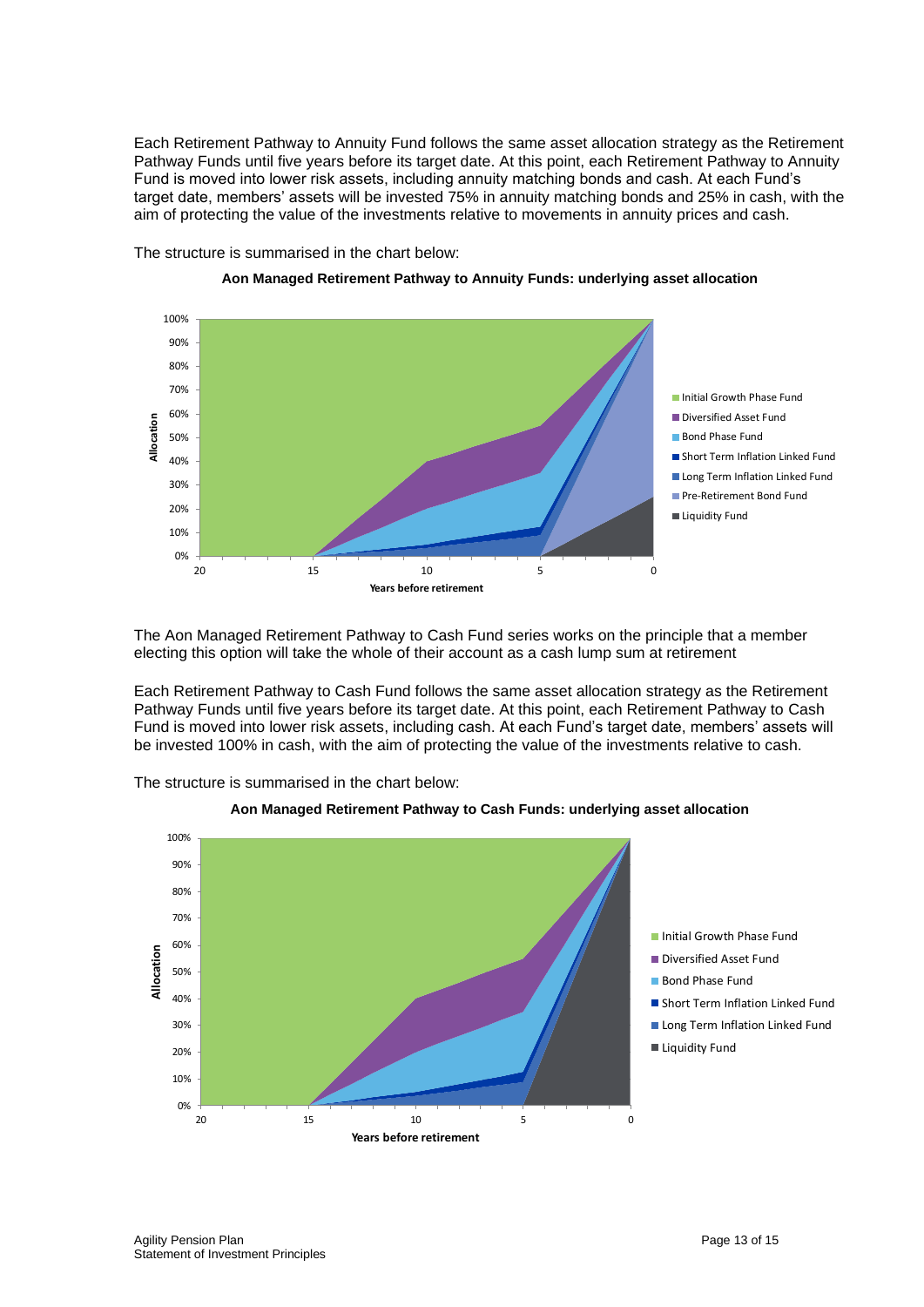Each Retirement Pathway to Annuity Fund follows the same asset allocation strategy as the Retirement Pathway Funds until five years before its target date. At this point, each Retirement Pathway to Annuity Fund is moved into lower risk assets, including annuity matching bonds and cash. At each Fund's target date, members' assets will be invested 75% in annuity matching bonds and 25% in cash, with the aim of protecting the value of the investments relative to movements in annuity prices and cash.

The structure is summarised in the chart below:

**Aon Managed Retirement Pathway to Annuity Funds: underlying asset allocation**

The Aon Managed Retirement Pathway to Cash Fund series works on the principle that a member electing this option will take the whole of their account as a cash lump sum at retirement

Each Retirement Pathway to Cash Fund follows the same asset allocation strategy as the Retirement Pathway Funds until five years before its target date. At this point, each Retirement Pathway to Cash Fund is moved into lower risk assets, including cash. At each Fund's target date, members' assets will be invested 100% in cash, with the aim of protecting the value of the investments relative to cash.

The structure is summarised in the chart below:

**Aon Managed Retirement Pathway to Cash Funds: underlying asset allocation**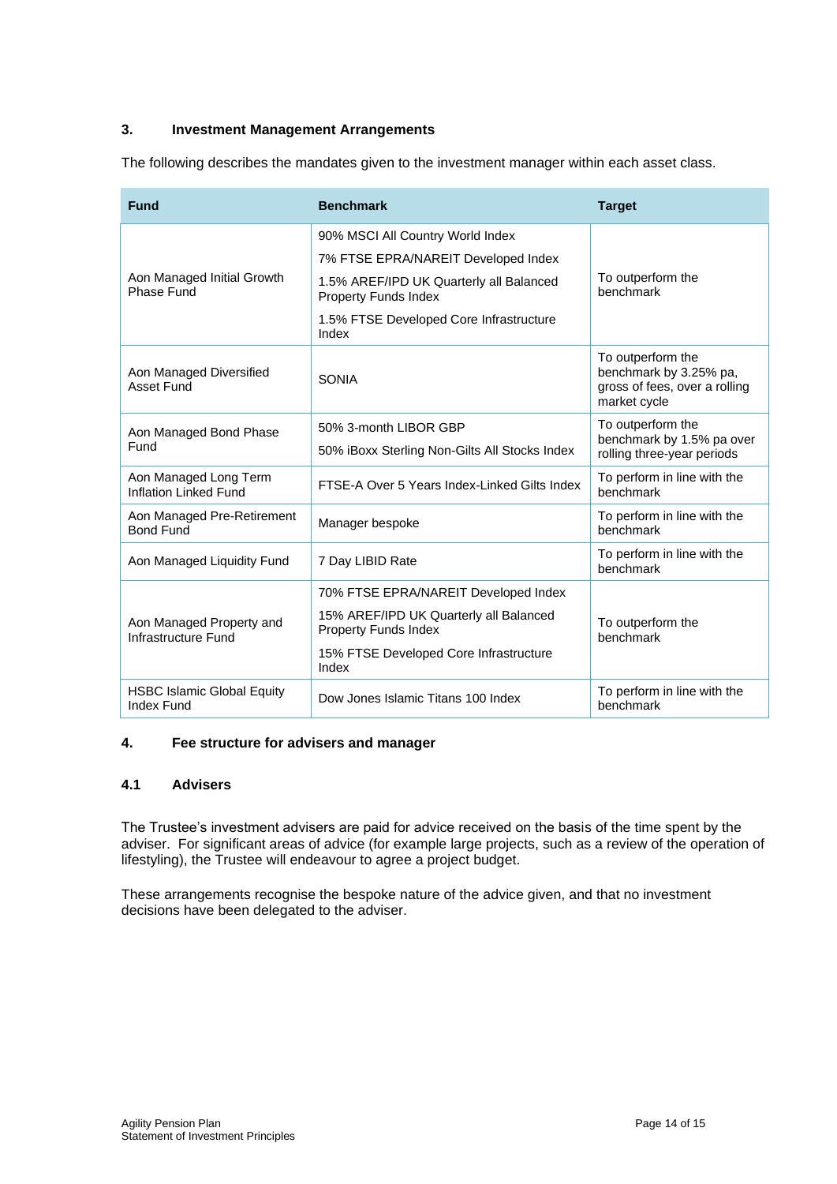### 3. Investment Management Arrangements

The following describes the mandates given to the investment manager within each asset class.

| Fund | Benchmark | Target |
|---|---|---|
| Aon Managed Initial Growth Phase Fund | 90% MSCI All Country World Index<br>7% FTSE EPRA/NAREIT Developed Index<br>1.5% AREF/IPD UK Quarterly all Balanced Property Funds Index<br>1.5% FTSE Developed Core Infrastructure Index | To outperform the benchmark |
| Aon Managed Diversified Asset Fund | SONIA | To outperform the benchmark by 3.25% pa, gross of fees, over a rolling market cycle |
| Aon Managed Bond Phase Fund | 50% 3-month LIBOR GBP<br>50% iBoxx Sterling Non-Gilts All Stocks Index | To outperform the benchmark by 1.5% pa over rolling three-year periods |
| Aon Managed Long Term Inflation Linked Fund | FTSE-A Over 5 Years Index-Linked Gilts Index | To perform in line with the benchmark |
| Aon Managed Pre-Retirement Bond Fund | Manager bespoke | To perform in line with the benchmark |
| Aon Managed Liquidity Fund | 7 Day LIBID Rate | To perform in line with the benchmark |
| Aon Managed Property and Infrastructure Fund | 70% FTSE EPRA/NAREIT Developed Index<br>15% AREF/IPD UK Quarterly all Balanced Property Funds Index<br>15% FTSE Developed Core Infrastructure Index | To outperform the benchmark |
| HSBC Islamic Global Equity Index Fund | Dow Jones Islamic Titans 100 Index | To perform in line with the benchmark |

### 4. Fee structure for advisers and manager

#### 4.1 Advisers

The Trustee's investment advisers are paid for advice received on the basis of the time spent by the adviser. For significant areas of advice (for example large projects, such as a review of the operation of lifestyling), the Trustee will endeavour to agree a project budget.

These arrangements recognise the bespoke nature of the advice given, and that no investment decisions have been delegated to the adviser.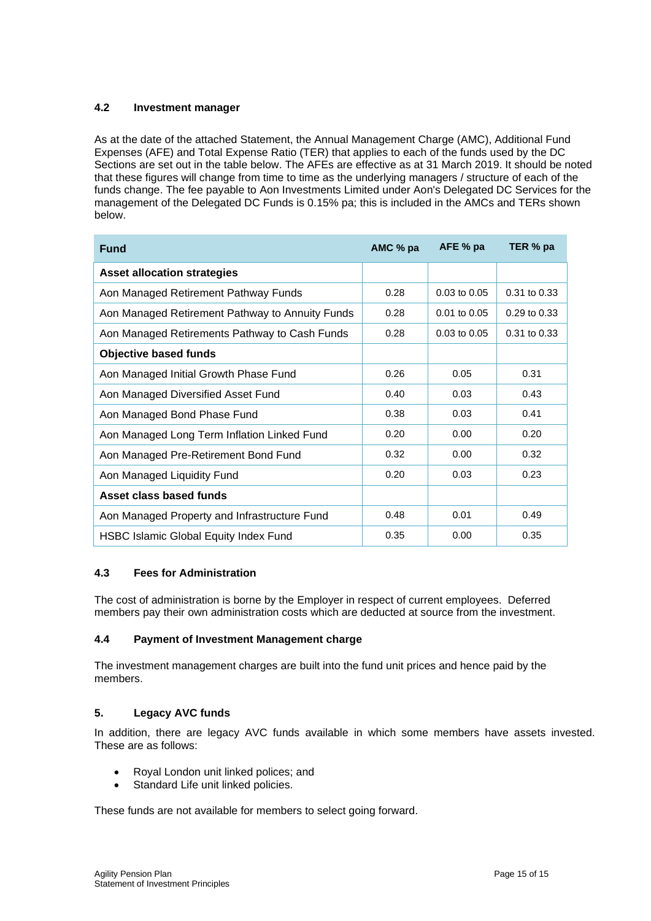### 4.2 Investment manager

As at the date of the attached Statement, the Annual Management Charge (AMC), Additional Fund Expenses (AFE) and Total Expense Ratio (TER) that applies to each of the funds used by the DC Sections are set out in the table below. The AFEs are effective as at 31 March 2019. It should be noted that these figures will change from time to time as the underlying managers / structure of each of the funds change. The fee payable to Aon Investments Limited under Aon's Delegated DC Services for the management of the Delegated DC Funds is 0.15% pa; this is included in the AMCs and TERs shown below.

| Fund | AMC % pa | AFE % pa | TER % pa |
|---|---|---|---|
| **Asset allocation strategies** | | | |
| Aon Managed Retirement Pathway Funds | 0.28 | 0.03 to 0.05 | 0.31 to 0.33 |
| Aon Managed Retirement Pathway to Annuity Funds | 0.28 | 0.01 to 0.05 | 0.29 to 0.33 |
| Aon Managed Retirements Pathway to Cash Funds | 0.28 | 0.03 to 0.05 | 0.31 to 0.33 |
| **Objective based funds** | | | |
| Aon Managed Initial Growth Phase Fund | 0.26 | 0.05 | 0.31 |
| Aon Managed Diversified Asset Fund | 0.40 | 0.03 | 0.43 |
| Aon Managed Bond Phase Fund | 0.38 | 0.03 | 0.41 |
| Aon Managed Long Term Inflation Linked Fund | 0.20 | 0.00 | 0.20 |
| Aon Managed Pre-Retirement Bond Fund | 0.32 | 0.00 | 0.32 |
| Aon Managed Liquidity Fund | 0.20 | 0.03 | 0.23 |
| **Asset class based funds** | | | |
| Aon Managed Property and Infrastructure Fund | 0.48 | 0.01 | 0.49 |
| HSBC Islamic Global Equity Index Fund | 0.35 | 0.00 | 0.35 |

### 4.3 Fees for Administration

The cost of administration is borne by the Employer in respect of current employees. Deferred members pay their own administration costs which are deducted at source from the investment.

### 4.4 Payment of Investment Management charge

The investment management charges are built into the fund unit prices and hence paid by the members.

## 5. Legacy AVC funds

In addition, there are legacy AVC funds available in which some members have assets invested. These are as follows:

- Royal London unit linked polices; and
- Standard Life unit linked policies.

These funds are not available for members to select going forward.